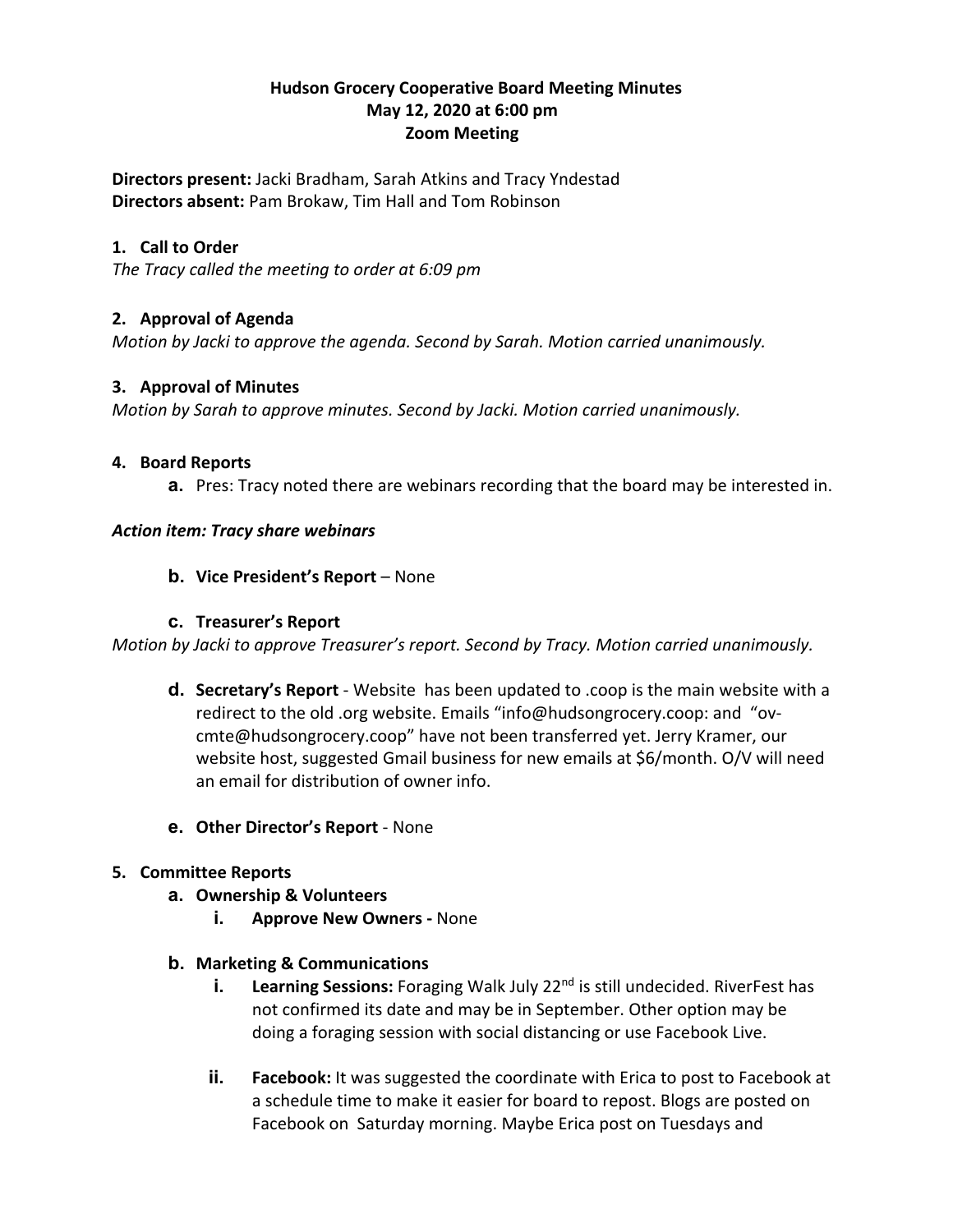**Hudson Grocery Cooperative Board Meeting Minutes**
**May 12, 2020 at 6:00 pm**
**Zoom Meeting**

**Directors present:** Jacki Bradham, Sarah Atkins and Tracy Yndestad
**Directors absent:** Pam Brokaw, Tim Hall and Tom Robinson

**1. Call to Order**

*The Tracy called the meeting to order at 6:09 pm*

**2. Approval of Agenda**

*Motion by Jacki to approve the agenda. Second by Sarah. Motion carried unanimously.*

**3. Approval of Minutes**

*Motion by Sarah to approve minutes. Second by Jacki. Motion carried unanimously.*

**4. Board Reports**

a. Pres: Tracy noted there are webinars recording that the board may be interested in.

***Action item: Tracy share webinars***

b. **Vice President's Report** – None

c. **Treasurer's Report**

*Motion by Jacki to approve Treasurer's report. Second by Tracy. Motion carried unanimously.*

d. **Secretary's Report** - Website has been updated to .coop is the main website with a redirect to the old .org website. Emails "info@hudsongrocery.coop: and "ov-cmte@hudsongrocery.coop" have not been transferred yet. Jerry Kramer, our website host, suggested Gmail business for new emails at $6/month. O/V will need an email for distribution of owner info.

e. **Other Director's Report** - None

**5. Committee Reports**

a. **Ownership & Volunteers**

i. **Approve New Owners -** None

b. **Marketing & Communications**

i. **Learning Sessions:** Foraging Walk July 22nd is still undecided. RiverFest has not confirmed its date and may be in September. Other option may be doing a foraging session with social distancing or use Facebook Live.

ii. **Facebook:** It was suggested the coordinate with Erica to post to Facebook at a schedule time to make it easier for board to repost. Blogs are posted on Facebook on Saturday morning. Maybe Erica post on Tuesdays and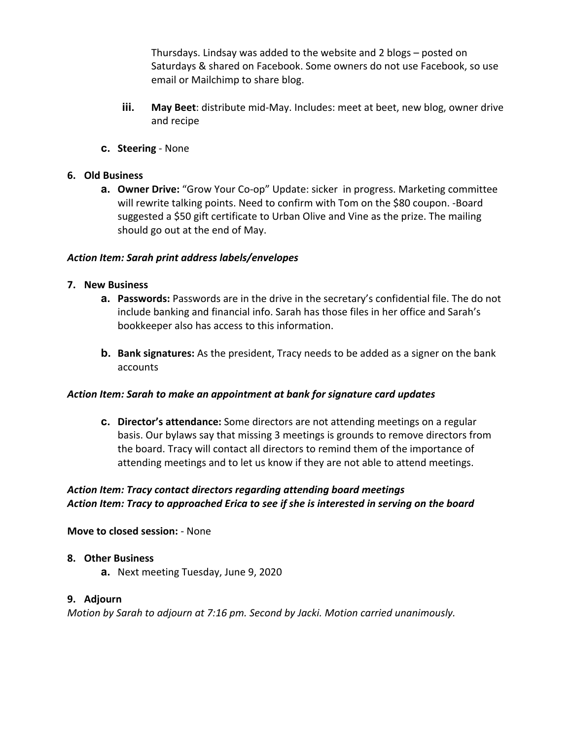Thursdays. Lindsay was added to the website and 2 blogs – posted on Saturdays & shared on Facebook. Some owners do not use Facebook, so use email or Mailchimp to share blog.

   iii. **May Beet**: distribute mid-May. Includes: meet at beet, new blog, owner drive and recipe

   c. **Steering** - None

6. **Old Business**
   a. **Owner Drive:** "Grow Your Co-op" Update: sicker  in progress. Marketing committee will rewrite talking points. Need to confirm with Tom on the $80 coupon. -Board suggested a $50 gift certificate to Urban Olive and Vine as the prize. The mailing should go out at the end of May.

***Action Item: Sarah print address labels/envelopes***

7. **New Business**
   a. **Passwords:** Passwords are in the drive in the secretary's confidential file. The do not include banking and financial info. Sarah has those files in her office and Sarah's bookkeeper also has access to this information.

   b. **Bank signatures:** As the president, Tracy needs to be added as a signer on the bank accounts

***Action Item: Sarah to make an appointment at bank for signature card updates***

   c. **Director's attendance:** Some directors are not attending meetings on a regular basis. Our bylaws say that missing 3 meetings is grounds to remove directors from the board. Tracy will contact all directors to remind them of the importance of attending meetings and to let us know if they are not able to attend meetings.

***Action Item: Tracy contact directors regarding attending board meetings***
***Action Item: Tracy to approached Erica to see if she is interested in serving on the board***

**Move to closed session:** - None

8. **Other Business**
   a. Next meeting Tuesday, June 9, 2020

9. **Adjourn**

*Motion by Sarah to adjourn at 7:16 pm. Second by Jacki. Motion carried unanimously.*